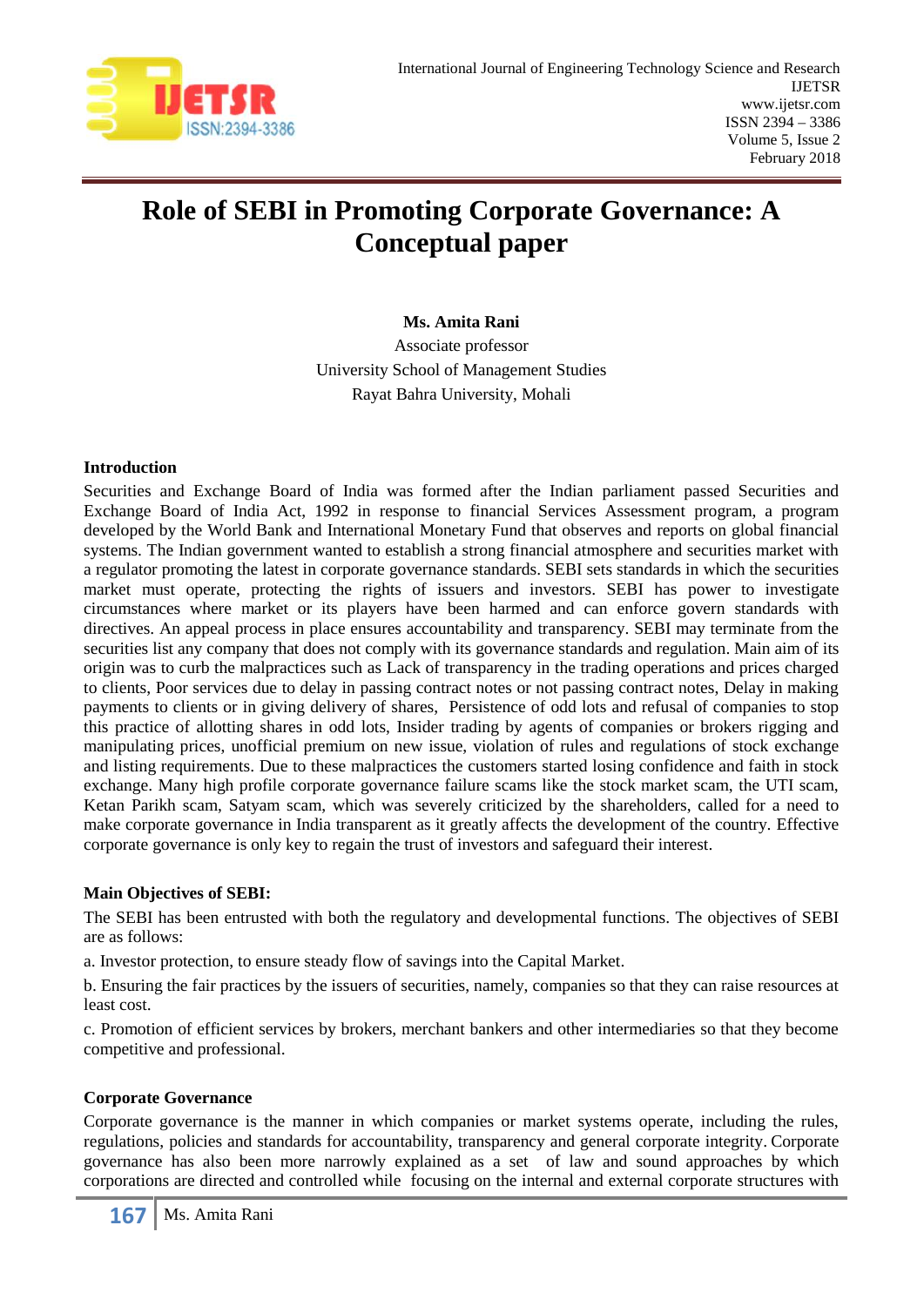# Role of SEBI in Promoting Corporate Governance: A Conceptual paper

**Ms. Amita Rani**

Associate professor

University School of Management Studies

Rayat Bahra University, Mohali

## Introduction

Securities and Exchange Board of India was formed after the Indian parliament passed Securities and Exchange Board of India Act, 1992 in response to financial Services Assessment program, a program developed by the World Bank and International Monetary Fund that observes and reports on global financial systems. The Indian government wanted to establish a strong financial atmosphere and securities market with a regulator promoting the latest in corporate governance standards. SEBI sets standards in which the securities market must operate, protecting the rights of issuers and investors. SEBI has power to investigate circumstances where market or its players have been harmed and can enforce govern standards with directives. An appeal process in place ensures accountability and transparency. SEBI may terminate from the securities list any company that does not comply with its governance standards and regulation. Main aim of its origin was to curb the malpractices such as Lack of transparency in the trading operations and prices charged to clients, Poor services due to delay in passing contract notes or not passing contract notes, Delay in making payments to clients or in giving delivery of shares, Persistence of odd lots and refusal of companies to stop this practice of allotting shares in odd lots, Insider trading by agents of companies or brokers rigging and manipulating prices, unofficial premium on new issue, violation of rules and regulations of stock exchange and listing requirements. Due to these malpractices the customers started losing confidence and faith in stock exchange. Many high profile corporate governance failure scams like the stock market scam, the UTI scam, Ketan Parikh scam, Satyam scam, which was severely criticized by the shareholders, called for a need to make corporate governance in India transparent as it greatly affects the development of the country. Effective corporate governance is only key to regain the trust of investors and safeguard their interest.

## Main Objectives of SEBI:

The SEBI has been entrusted with both the regulatory and developmental functions. The objectives of SEBI are as follows:

a. Investor protection, to ensure steady flow of savings into the Capital Market.

b. Ensuring the fair practices by the issuers of securities, namely, companies so that they can raise resources at least cost.

c. Promotion of efficient services by brokers, merchant bankers and other intermediaries so that they become competitive and professional.

## Corporate Governance

Corporate governance is the manner in which companies or market systems operate, including the rules, regulations, policies and standards for accountability, transparency and general corporate integrity. Corporate governance has also been more narrowly explained as a set of law and sound approaches by which corporations are directed and controlled while focusing on the internal and external corporate structures with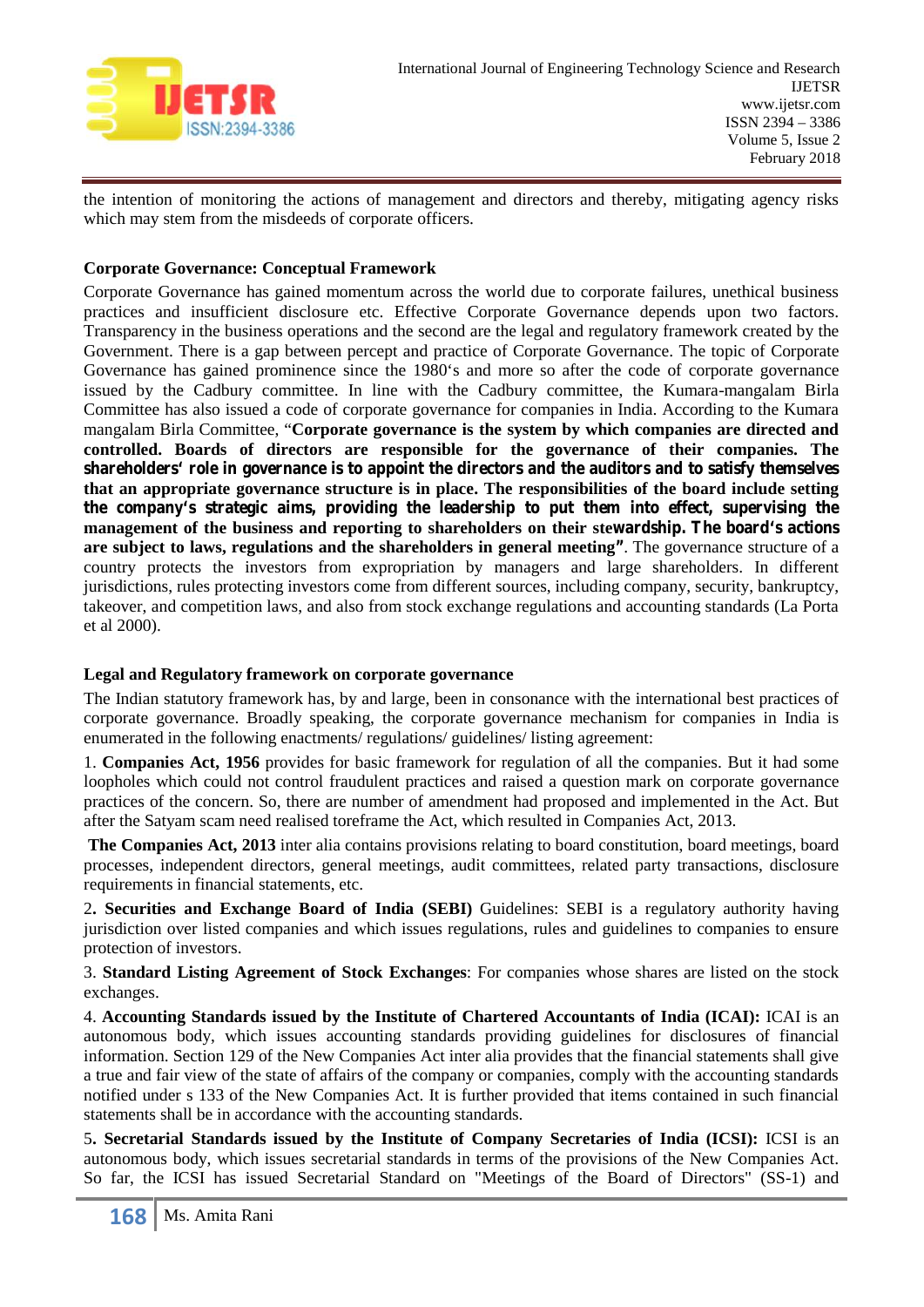the intention of monitoring the actions of management and directors and thereby, mitigating agency risks which may stem from the misdeeds of corporate officers.

**Corporate Governance: Conceptual Framework**

Corporate Governance has gained momentum across the world due to corporate failures, unethical business practices and insufficient disclosure etc. Effective Corporate Governance depends upon two factors. Transparency in the business operations and the second are the legal and regulatory framework created by the Government. There is a gap between percept and practice of Corporate Governance. The topic of Corporate Governance has gained prominence since the 1980's and more so after the code of corporate governance issued by the Cadbury committee. In line with the Cadbury committee, the Kumara-mangalam Birla Committee has also issued a code of corporate governance for companies in India. According to the Kumara mangalam Birla Committee, "**Corporate governance is the system by which companies are directed and controlled. Boards of directors are responsible for the governance of their companies. The shareholders' role in governance is to appoint the directors and the auditors and to satisfy themselves that an appropriate governance structure is in place. The responsibilities of the board include setting the company's strategic aims, providing the leadership to put them into effect, supervising the management of the business and reporting to shareholders on their stewardship. The board's actions are subject to laws, regulations and the shareholders in general meeting"**. The governance structure of a country protects the investors from expropriation by managers and large shareholders. In different jurisdictions, rules protecting investors come from different sources, including company, security, bankruptcy, takeover, and competition laws, and also from stock exchange regulations and accounting standards (La Porta et al 2000).

**Legal and Regulatory framework on corporate governance**

The Indian statutory framework has, by and large, been in consonance with the international best practices of corporate governance. Broadly speaking, the corporate governance mechanism for companies in India is enumerated in the following enactments/ regulations/ guidelines/ listing agreement:

1. **Companies Act, 1956** provides for basic framework for regulation of all the companies. But it had some loopholes which could not control fraudulent practices and raised a question mark on corporate governance practices of the concern. So, there are number of amendment had proposed and implemented in the Act. But after the Satyam scam need realised toreframe the Act, which resulted in Companies Act, 2013.

**The Companies Act, 2013** inter alia contains provisions relating to board constitution, board meetings, board processes, independent directors, general meetings, audit committees, related party transactions, disclosure requirements in financial statements, etc.

2. **Securities and Exchange Board of India (SEBI)** Guidelines: SEBI is a regulatory authority having jurisdiction over listed companies and which issues regulations, rules and guidelines to companies to ensure protection of investors.

3. **Standard Listing Agreement of Stock Exchanges**: For companies whose shares are listed on the stock exchanges.

4. **Accounting Standards issued by the Institute of Chartered Accountants of India (ICAI):** ICAI is an autonomous body, which issues accounting standards providing guidelines for disclosures of financial information. Section 129 of the New Companies Act inter alia provides that the financial statements shall give a true and fair view of the state of affairs of the company or companies, comply with the accounting standards notified under s 133 of the New Companies Act. It is further provided that items contained in such financial statements shall be in accordance with the accounting standards.

5. **Secretarial Standards issued by the Institute of Company Secretaries of India (ICSI):** ICSI is an autonomous body, which issues secretarial standards in terms of the provisions of the New Companies Act. So far, the ICSI has issued Secretarial Standard on "Meetings of the Board of Directors" (SS-1) and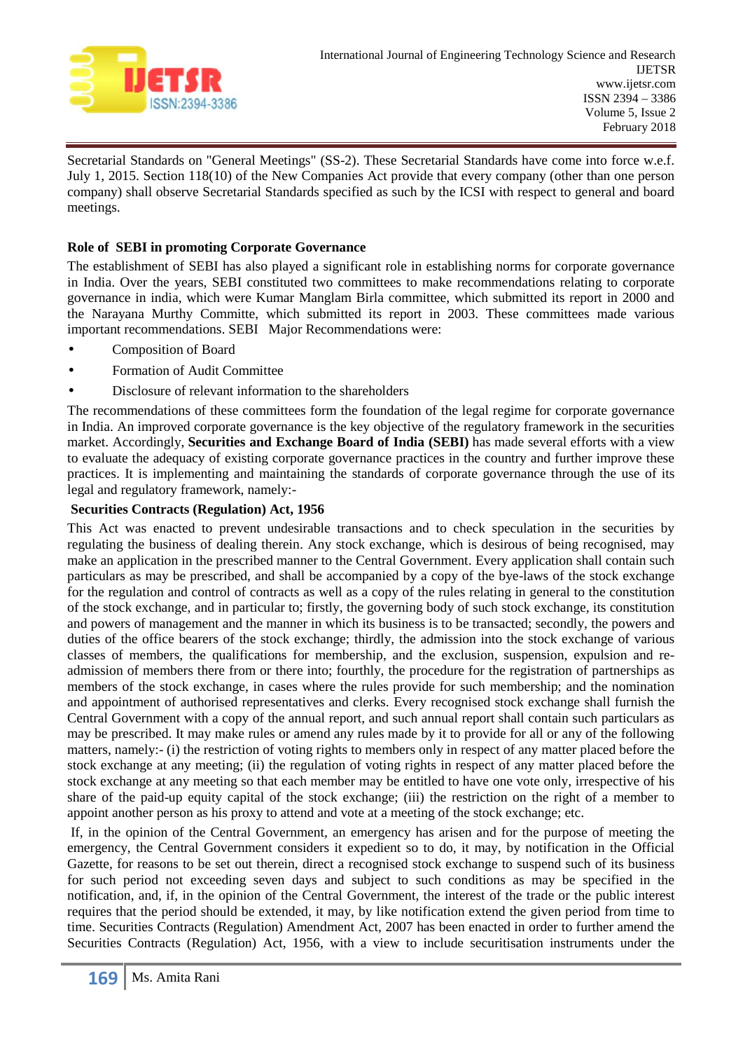Secretarial Standards on "General Meetings" (SS-2). These Secretarial Standards have come into force w.e.f. July 1, 2015. Section 118(10) of the New Companies Act provide that every company (other than one person company) shall observe Secretarial Standards specified as such by the ICSI with respect to general and board meetings.

**Role of SEBI in promoting Corporate Governance**

The establishment of SEBI has also played a significant role in establishing norms for corporate governance in India. Over the years, SEBI constituted two committees to make recommendations relating to corporate governance in india, which were Kumar Manglam Birla committee, which submitted its report in 2000 and the Narayana Murthy Committe, which submitted its report in 2003. These committees made various important recommendations. SEBI Major Recommendations were:

- Composition of Board
- Formation of Audit Committee
- Disclosure of relevant information to the shareholders

The recommendations of these committees form the foundation of the legal regime for corporate governance in India. An improved corporate governance is the key objective of the regulatory framework in the securities market. Accordingly, **Securities and Exchange Board of India (SEBI)** has made several efforts with a view to evaluate the adequacy of existing corporate governance practices in the country and further improve these practices. It is implementing and maintaining the standards of corporate governance through the use of its legal and regulatory framework, namely:-

**Securities Contracts (Regulation) Act, 1956**

This Act was enacted to prevent undesirable transactions and to check speculation in the securities by regulating the business of dealing therein. Any stock exchange, which is desirous of being recognised, may make an application in the prescribed manner to the Central Government. Every application shall contain such particulars as may be prescribed, and shall be accompanied by a copy of the bye-laws of the stock exchange for the regulation and control of contracts as well as a copy of the rules relating in general to the constitution of the stock exchange, and in particular to; firstly, the governing body of such stock exchange, its constitution and powers of management and the manner in which its business is to be transacted; secondly, the powers and duties of the office bearers of the stock exchange; thirdly, the admission into the stock exchange of various classes of members, the qualifications for membership, and the exclusion, suspension, expulsion and re-admission of members there from or there into; fourthly, the procedure for the registration of partnerships as members of the stock exchange, in cases where the rules provide for such membership; and the nomination and appointment of authorised representatives and clerks. Every recognised stock exchange shall furnish the Central Government with a copy of the annual report, and such annual report shall contain such particulars as may be prescribed. It may make rules or amend any rules made by it to provide for all or any of the following matters, namely:- (i) the restriction of voting rights to members only in respect of any matter placed before the stock exchange at any meeting; (ii) the regulation of voting rights in respect of any matter placed before the stock exchange at any meeting so that each member may be entitled to have one vote only, irrespective of his share of the paid-up equity capital of the stock exchange; (iii) the restriction on the right of a member to appoint another person as his proxy to attend and vote at a meeting of the stock exchange; etc.

If, in the opinion of the Central Government, an emergency has arisen and for the purpose of meeting the emergency, the Central Government considers it expedient so to do, it may, by notification in the Official Gazette, for reasons to be set out therein, direct a recognised stock exchange to suspend such of its business for such period not exceeding seven days and subject to such conditions as may be specified in the notification, and, if, in the opinion of the Central Government, the interest of the trade or the public interest requires that the period should be extended, it may, by like notification extend the given period from time to time. Securities Contracts (Regulation) Amendment Act, 2007 has been enacted in order to further amend the Securities Contracts (Regulation) Act, 1956, with a view to include securitisation instruments under the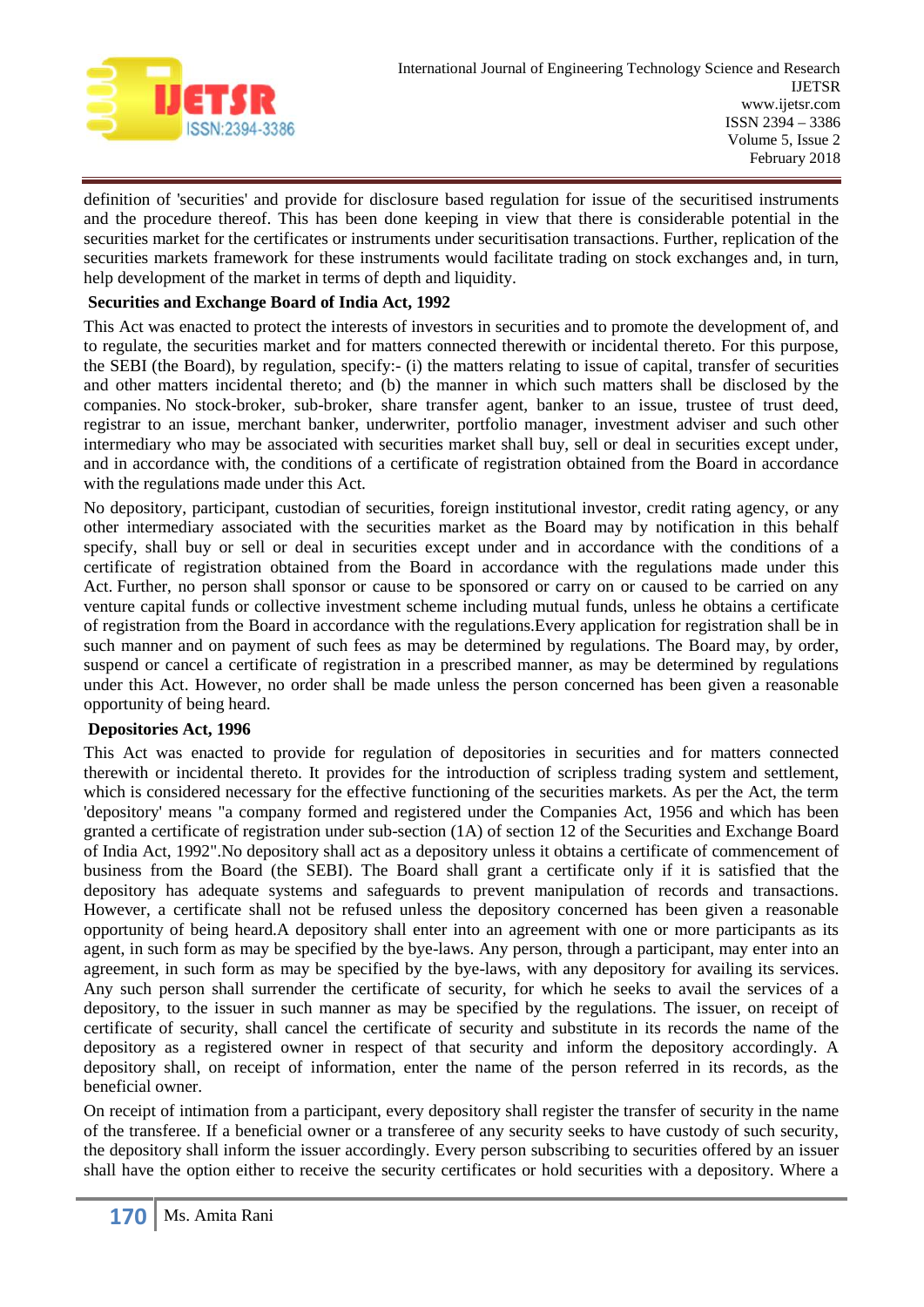definition of 'securities' and provide for disclosure based regulation for issue of the securitised instruments and the procedure thereof. This has been done keeping in view that there is considerable potential in the securities market for the certificates or instruments under securitisation transactions. Further, replication of the securities markets framework for these instruments would facilitate trading on stock exchanges and, in turn, help development of the market in terms of depth and liquidity.

### Securities and Exchange Board of India Act, 1992

This Act was enacted to protect the interests of investors in securities and to promote the development of, and to regulate, the securities market and for matters connected therewith or incidental thereto. For this purpose, the SEBI (the Board), by regulation, specify:- (i) the matters relating to issue of capital, transfer of securities and other matters incidental thereto; and (b) the manner in which such matters shall be disclosed by the companies. No stock-broker, sub-broker, share transfer agent, banker to an issue, trustee of trust deed, registrar to an issue, merchant banker, underwriter, portfolio manager, investment adviser and such other intermediary who may be associated with securities market shall buy, sell or deal in securities except under, and in accordance with, the conditions of a certificate of registration obtained from the Board in accordance with the regulations made under this Act.

No depository, participant, custodian of securities, foreign institutional investor, credit rating agency, or any other intermediary associated with the securities market as the Board may by notification in this behalf specify, shall buy or sell or deal in securities except under and in accordance with the conditions of a certificate of registration obtained from the Board in accordance with the regulations made under this Act. Further, no person shall sponsor or cause to be sponsored or carry on or caused to be carried on any venture capital funds or collective investment scheme including mutual funds, unless he obtains a certificate of registration from the Board in accordance with the regulations.Every application for registration shall be in such manner and on payment of such fees as may be determined by regulations. The Board may, by order, suspend or cancel a certificate of registration in a prescribed manner, as may be determined by regulations under this Act. However, no order shall be made unless the person concerned has been given a reasonable opportunity of being heard.

### Depositories Act, 1996

This Act was enacted to provide for regulation of depositories in securities and for matters connected therewith or incidental thereto. It provides for the introduction of scripless trading system and settlement, which is considered necessary for the effective functioning of the securities markets. As per the Act, the term 'depository' means "a company formed and registered under the Companies Act, 1956 and which has been granted a certificate of registration under sub-section (1A) of section 12 of the Securities and Exchange Board of India Act, 1992".No depository shall act as a depository unless it obtains a certificate of commencement of business from the Board (the SEBI). The Board shall grant a certificate only if it is satisfied that the depository has adequate systems and safeguards to prevent manipulation of records and transactions. However, a certificate shall not be refused unless the depository concerned has been given a reasonable opportunity of being heard.A depository shall enter into an agreement with one or more participants as its agent, in such form as may be specified by the bye-laws. Any person, through a participant, may enter into an agreement, in such form as may be specified by the bye-laws, with any depository for availing its services. Any such person shall surrender the certificate of security, for which he seeks to avail the services of a depository, to the issuer in such manner as may be specified by the regulations. The issuer, on receipt of certificate of security, shall cancel the certificate of security and substitute in its records the name of the depository as a registered owner in respect of that security and inform the depository accordingly. A depository shall, on receipt of information, enter the name of the person referred in its records, as the beneficial owner.

On receipt of intimation from a participant, every depository shall register the transfer of security in the name of the transferee. If a beneficial owner or a transferee of any security seeks to have custody of such security, the depository shall inform the issuer accordingly. Every person subscribing to securities offered by an issuer shall have the option either to receive the security certificates or hold securities with a depository. Where a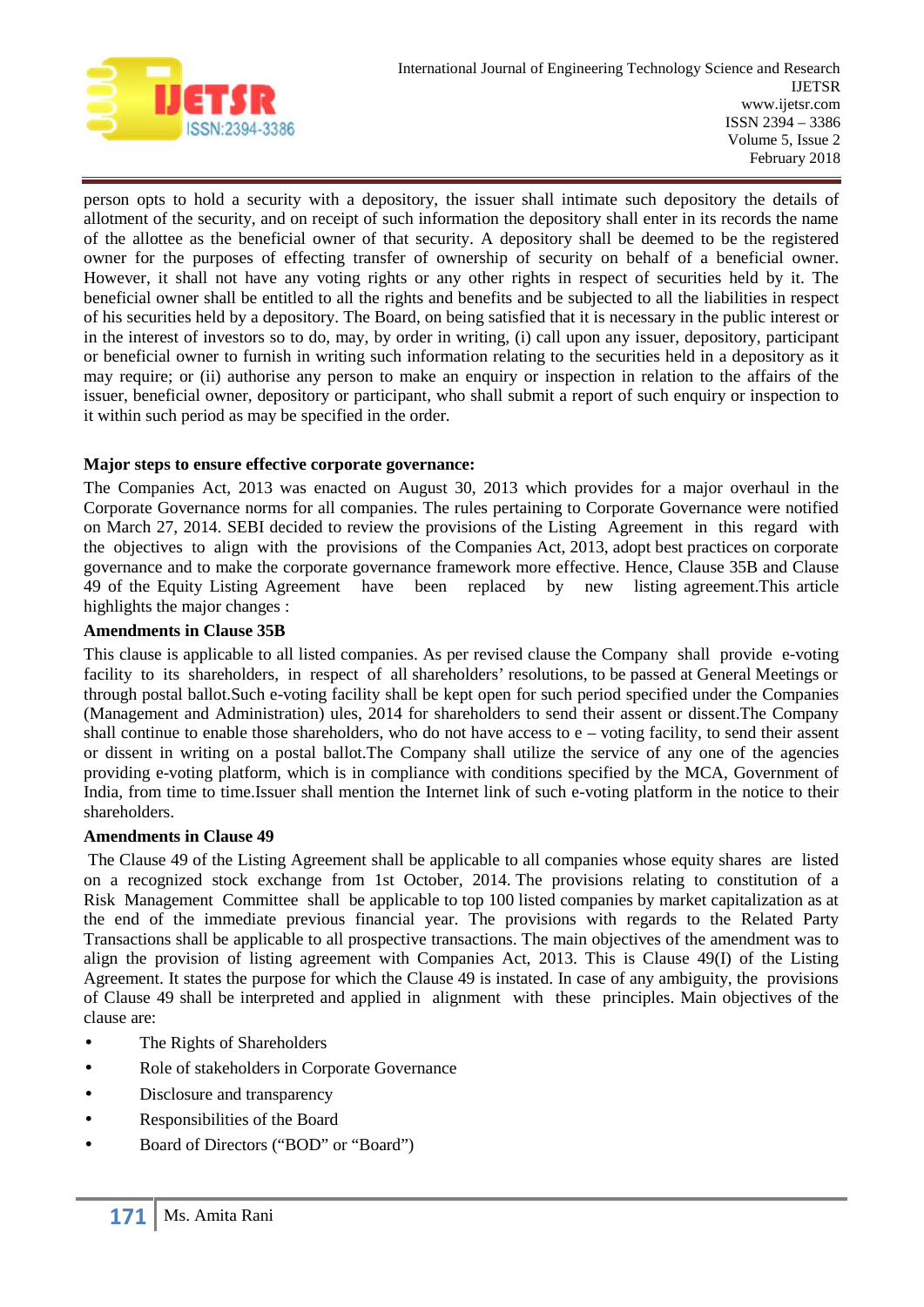person opts to hold a security with a depository, the issuer shall intimate such depository the details of allotment of the security, and on receipt of such information the depository shall enter in its records the name of the allottee as the beneficial owner of that security. A depository shall be deemed to be the registered owner for the purposes of effecting transfer of ownership of security on behalf of a beneficial owner. However, it shall not have any voting rights or any other rights in respect of securities held by it. The beneficial owner shall be entitled to all the rights and benefits and be subjected to all the liabilities in respect of his securities held by a depository. The Board, on being satisfied that it is necessary in the public interest or in the interest of investors so to do, may, by order in writing, (i) call upon any issuer, depository, participant or beneficial owner to furnish in writing such information relating to the securities held in a depository as it may require; or (ii) authorise any person to make an enquiry or inspection in relation to the affairs of the issuer, beneficial owner, depository or participant, who shall submit a report of such enquiry or inspection to it within such period as may be specified in the order.

**Major steps to ensure effective corporate governance:**

The Companies Act, 2013 was enacted on August 30, 2013 which provides for a major overhaul in the Corporate Governance norms for all companies. The rules pertaining to Corporate Governance were notified on March 27, 2014. SEBI decided to review the provisions of the Listing Agreement in this regard with the objectives to align with the provisions of the Companies Act, 2013, adopt best practices on corporate governance and to make the corporate governance framework more effective. Hence, Clause 35B and Clause 49 of the Equity Listing Agreement have been replaced by new listing agreement.This article highlights the major changes :

**Amendments in Clause 35B**

This clause is applicable to all listed companies. As per revised clause the Company shall provide e-voting facility to its shareholders, in respect of all shareholders' resolutions, to be passed at General Meetings or through postal ballot.Such e-voting facility shall be kept open for such period specified under the Companies (Management and Administration) ules, 2014 for shareholders to send their assent or dissent.The Company shall continue to enable those shareholders, who do not have access to e – voting facility, to send their assent or dissent in writing on a postal ballot.The Company shall utilize the service of any one of the agencies providing e-voting platform, which is in compliance with conditions specified by the MCA, Government of India, from time to time.Issuer shall mention the Internet link of such e-voting platform in the notice to their shareholders.

**Amendments in Clause 49**

The Clause 49 of the Listing Agreement shall be applicable to all companies whose equity shares are listed on a recognized stock exchange from 1st October, 2014. The provisions relating to constitution of a Risk Management Committee shall be applicable to top 100 listed companies by market capitalization as at the end of the immediate previous financial year. The provisions with regards to the Related Party Transactions shall be applicable to all prospective transactions. The main objectives of the amendment was to align the provision of listing agreement with Companies Act, 2013. This is Clause 49(I) of the Listing Agreement. It states the purpose for which the Clause 49 is instated. In case of any ambiguity, the provisions of Clause 49 shall be interpreted and applied in alignment with these principles. Main objectives of the clause are:

- The Rights of Shareholders
- Role of stakeholders in Corporate Governance
- Disclosure and transparency
- Responsibilities of the Board
- Board of Directors ("BOD" or "Board")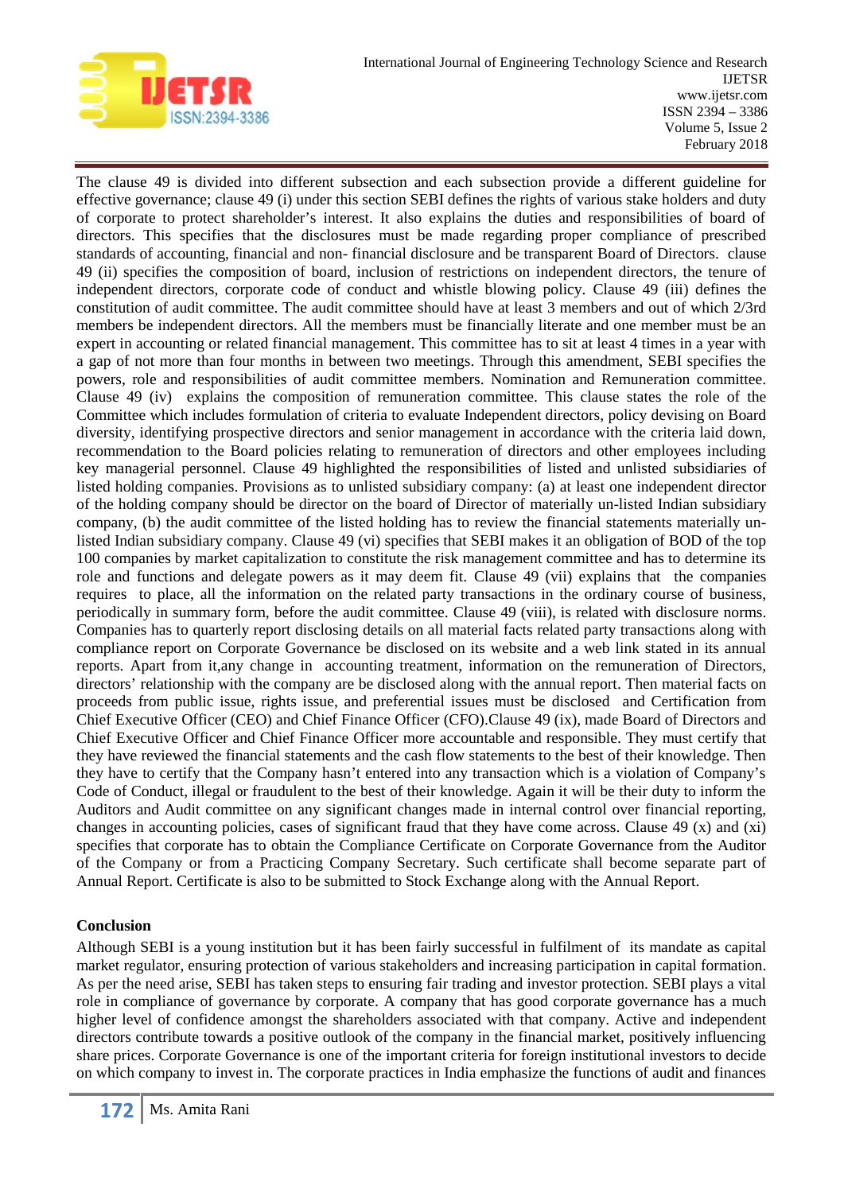The clause 49 is divided into different subsection and each subsection provide a different guideline for effective governance; clause 49 (i) under this section SEBI defines the rights of various stake holders and duty of corporate to protect shareholder's interest. It also explains the duties and responsibilities of board of directors. This specifies that the disclosures must be made regarding proper compliance of prescribed standards of accounting, financial and non- financial disclosure and be transparent Board of Directors. clause 49 (ii) specifies the composition of board, inclusion of restrictions on independent directors, the tenure of independent directors, corporate code of conduct and whistle blowing policy. Clause 49 (iii) defines the constitution of audit committee. The audit committee should have at least 3 members and out of which 2/3rd members be independent directors. All the members must be financially literate and one member must be an expert in accounting or related financial management. This committee has to sit at least 4 times in a year with a gap of not more than four months in between two meetings. Through this amendment, SEBI specifies the powers, role and responsibilities of audit committee members. Nomination and Remuneration committee. Clause 49 (iv) explains the composition of remuneration committee. This clause states the role of the Committee which includes formulation of criteria to evaluate Independent directors, policy devising on Board diversity, identifying prospective directors and senior management in accordance with the criteria laid down, recommendation to the Board policies relating to remuneration of directors and other employees including key managerial personnel. Clause 49 highlighted the responsibilities of listed and unlisted subsidiaries of listed holding companies. Provisions as to unlisted subsidiary company: (a) at least one independent director of the holding company should be director on the board of Director of materially un-listed Indian subsidiary company, (b) the audit committee of the listed holding has to review the financial statements materially un-listed Indian subsidiary company. Clause 49 (vi) specifies that SEBI makes it an obligation of BOD of the top 100 companies by market capitalization to constitute the risk management committee and has to determine its role and functions and delegate powers as it may deem fit. Clause 49 (vii) explains that the companies requires to place, all the information on the related party transactions in the ordinary course of business, periodically in summary form, before the audit committee. Clause 49 (viii), is related with disclosure norms. Companies has to quarterly report disclosing details on all material facts related party transactions along with compliance report on Corporate Governance be disclosed on its website and a web link stated in its annual reports. Apart from it,any change in accounting treatment, information on the remuneration of Directors, directors' relationship with the company are be disclosed along with the annual report. Then material facts on proceeds from public issue, rights issue, and preferential issues must be disclosed and Certification from Chief Executive Officer (CEO) and Chief Finance Officer (CFO).Clause 49 (ix), made Board of Directors and Chief Executive Officer and Chief Finance Officer more accountable and responsible. They must certify that they have reviewed the financial statements and the cash flow statements to the best of their knowledge. Then they have to certify that the Company hasn't entered into any transaction which is a violation of Company's Code of Conduct, illegal or fraudulent to the best of their knowledge. Again it will be their duty to inform the Auditors and Audit committee on any significant changes made in internal control over financial reporting, changes in accounting policies, cases of significant fraud that they have come across. Clause 49 (x) and (xi) specifies that corporate has to obtain the Compliance Certificate on Corporate Governance from the Auditor of the Company or from a Practicing Company Secretary. Such certificate shall become separate part of Annual Report. Certificate is also to be submitted to Stock Exchange along with the Annual Report.

**Conclusion**

Although SEBI is a young institution but it has been fairly successful in fulfilment of its mandate as capital market regulator, ensuring protection of various stakeholders and increasing participation in capital formation. As per the need arise, SEBI has taken steps to ensuring fair trading and investor protection. SEBI plays a vital role in compliance of governance by corporate. A company that has good corporate governance has a much higher level of confidence amongst the shareholders associated with that company. Active and independent directors contribute towards a positive outlook of the company in the financial market, positively influencing share prices. Corporate Governance is one of the important criteria for foreign institutional investors to decide on which company to invest in. The corporate practices in India emphasize the functions of audit and finances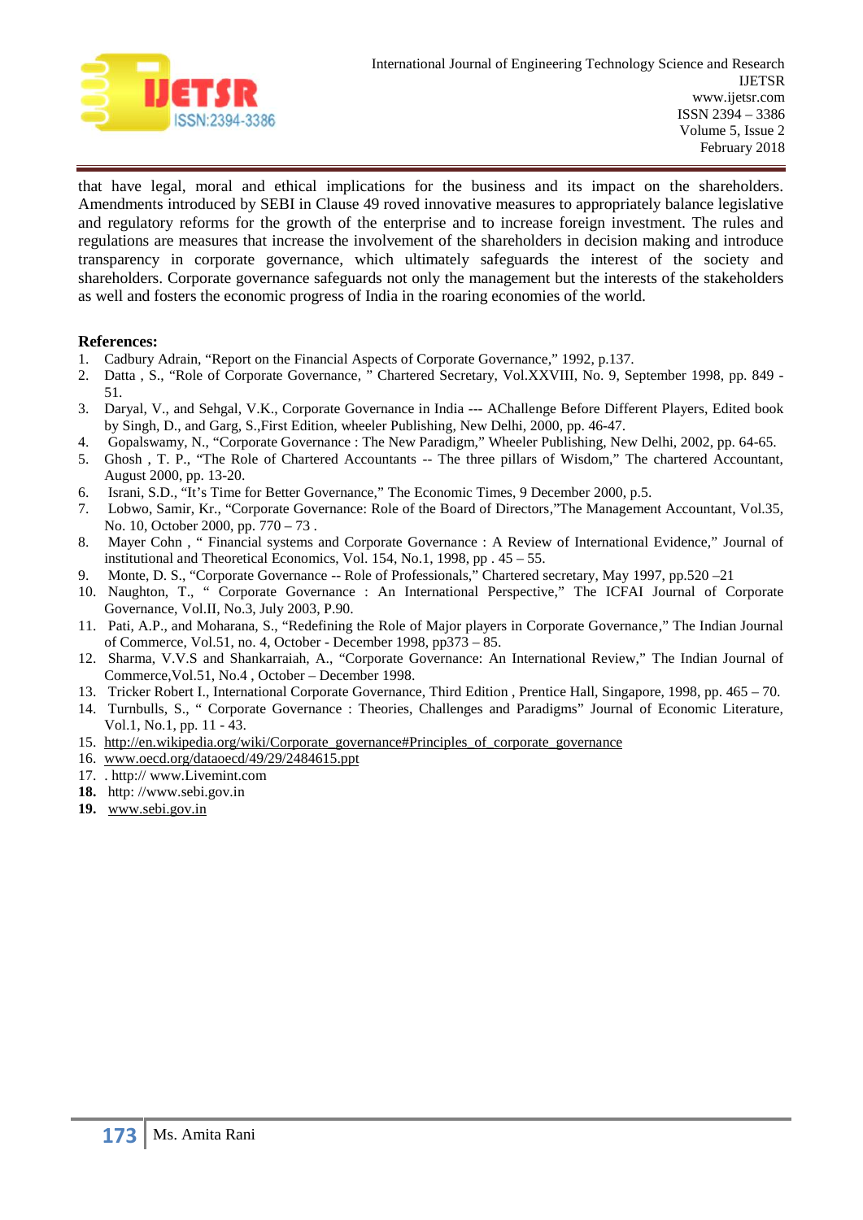that have legal, moral and ethical implications for the business and its impact on the shareholders. Amendments introduced by SEBI in Clause 49 roved innovative measures to appropriately balance legislative and regulatory reforms for the growth of the enterprise and to increase foreign investment. The rules and regulations are measures that increase the involvement of the shareholders in decision making and introduce transparency in corporate governance, which ultimately safeguards the interest of the society and shareholders. Corporate governance safeguards not only the management but the interests of the stakeholders as well and fosters the economic progress of India in the roaring economies of the world.

**References:**

1. Cadbury Adrain, "Report on the Financial Aspects of Corporate Governance," 1992, p.137.
2. Datta , S., "Role of Corporate Governance, " Chartered Secretary, Vol.XXVIII, No. 9, September 1998, pp. 849 - 51.
3. Daryal, V., and Sehgal, V.K., Corporate Governance in India --- AChallenge Before Different Players, Edited book by Singh, D., and Garg, S.,First Edition, wheeler Publishing, New Delhi, 2000, pp. 46-47.
4. Gopalswamy, N., "Corporate Governance : The New Paradigm," Wheeler Publishing, New Delhi, 2002, pp. 64-65.
5. Ghosh , T. P., "The Role of Chartered Accountants -- The three pillars of Wisdom," The chartered Accountant, August 2000, pp. 13-20.
6. Israni, S.D., "It's Time for Better Governance," The Economic Times, 9 December 2000, p.5.
7. Lobwo, Samir, Kr., "Corporate Governance: Role of the Board of Directors,"The Management Accountant, Vol.35, No. 10, October 2000, pp. 770 – 73 .
8. Mayer Cohn , " Financial systems and Corporate Governance : A Review of International Evidence," Journal of institutional and Theoretical Economics, Vol. 154, No.1, 1998, pp . 45 – 55.
9. Monte, D. S., "Corporate Governance -- Role of Professionals," Chartered secretary, May 1997, pp.520 –21
10. Naughton, T., " Corporate Governance : An International Perspective," The ICFAI Journal of Corporate Governance, Vol.II, No.3, July 2003, P.90.
11. Pati, A.P., and Moharana, S., "Redefining the Role of Major players in Corporate Governance," The Indian Journal of Commerce, Vol.51, no. 4, October - December 1998, pp373 – 85.
12. Sharma, V.V.S and Shankarraiah, A., "Corporate Governance: An International Review," The Indian Journal of Commerce,Vol.51, No.4 , October – December 1998.
13. Tricker Robert I., International Corporate Governance, Third Edition , Prentice Hall, Singapore, 1998, pp. 465 – 70.
14. Turnbulls, S., " Corporate Governance : Theories, Challenges and Paradigms" Journal of Economic Literature, Vol.1, No.1, pp. 11 - 43.
15. http://en.wikipedia.org/wiki/Corporate_governance#Principles_of_corporate_governance
16. www.oecd.org/dataoecd/49/29/2484615.ppt
17. . http:// www.Livemint.com
18. http: //www.sebi.gov.in
19. www.sebi.gov.in